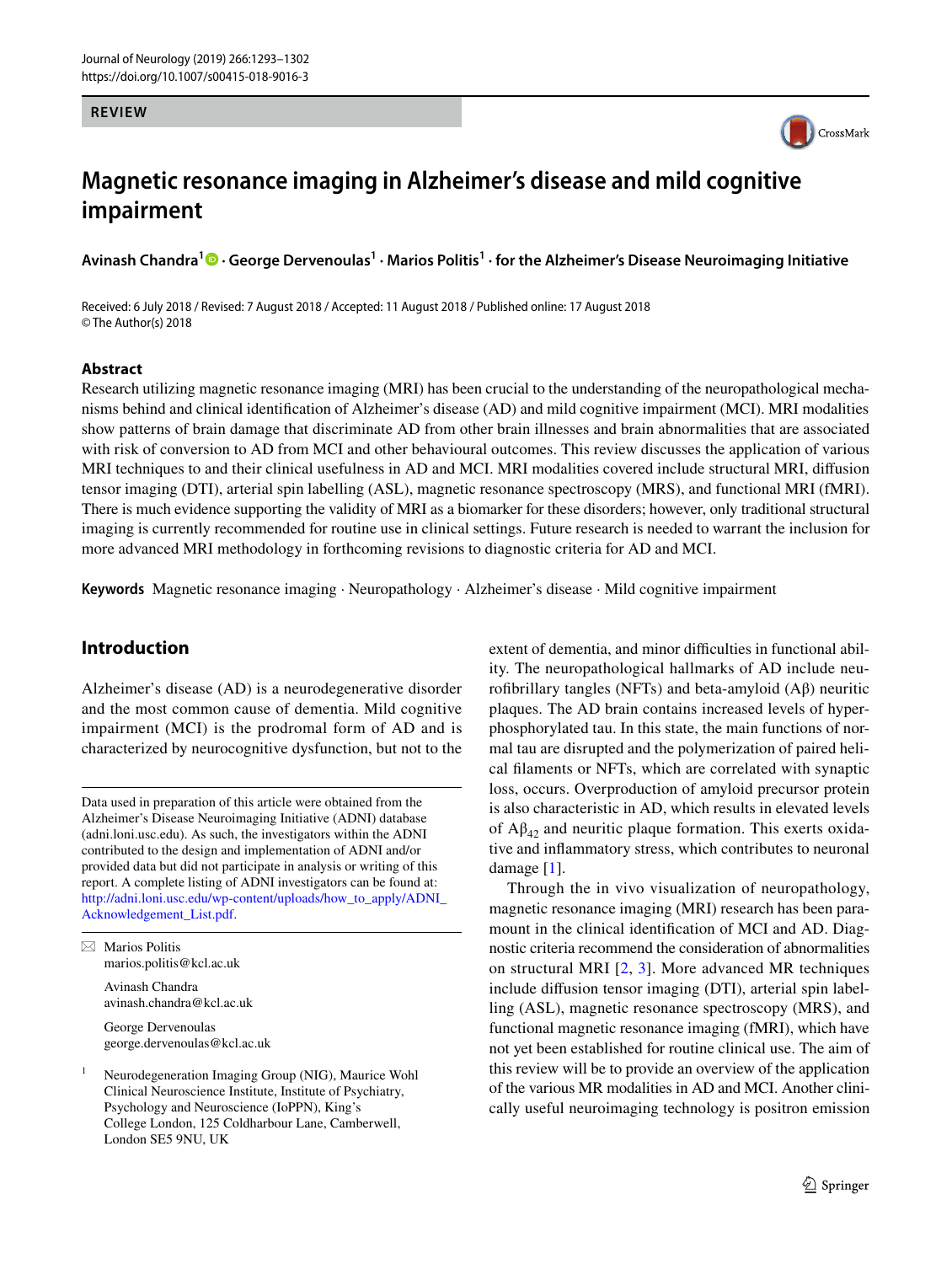REVIEW

# Magnetic resonance imaging in Alzheimer's disease and mild cognitive impairment

**Avinash Chandra[1] · George Dervenoulas[1] · Marios Politis[1] · for the Alzheimer's Disease Neuroimaging Initiative**

Received: 6 July 2018 / Revised: 7 August 2018 / Accepted: 11 August 2018 / Published online: 17 August 2018
© The Author(s) 2018

## Abstract

Research utilizing magnetic resonance imaging (MRI) has been crucial to the understanding of the neuropathological mechanisms behind and clinical identification of Alzheimer's disease (AD) and mild cognitive impairment (MCI). MRI modalities show patterns of brain damage that discriminate AD from other brain illnesses and brain abnormalities that are associated with risk of conversion to AD from MCI and other behavioural outcomes. This review discusses the application of various MRI techniques to and their clinical usefulness in AD and MCI. MRI modalities covered include structural MRI, diffusion tensor imaging (DTI), arterial spin labelling (ASL), magnetic resonance spectroscopy (MRS), and functional MRI (fMRI). There is much evidence supporting the validity of MRI as a biomarker for these disorders; however, only traditional structural imaging is currently recommended for routine use in clinical settings. Future research is needed to warrant the inclusion for more advanced MRI methodology in forthcoming revisions to diagnostic criteria for AD and MCI.

**Keywords** Magnetic resonance imaging · Neuropathology · Alzheimer's disease · Mild cognitive impairment

## Introduction

Alzheimer's disease (AD) is a neurodegenerative disorder and the most common cause of dementia. Mild cognitive impairment (MCI) is the prodromal form of AD and is characterized by neurocognitive dysfunction, but not to the extent of dementia, and minor difficulties in functional ability. The neuropathological hallmarks of AD include neurofibrillary tangles (NFTs) and beta-amyloid (Aβ) neuritic plaques. The AD brain contains increased levels of hyperphosphorylated tau. In this state, the main functions of normal tau are disrupted and the polymerization of paired helical filaments or NFTs, which are correlated with synaptic loss, occurs. Overproduction of amyloid precursor protein is also characteristic in AD, which results in elevated levels of $A\beta_{42}$ and neuritic plaque formation. This exerts oxidative and inflammatory stress, which contributes to neuronal damage [1].

Through the in vivo visualization of neuropathology, magnetic resonance imaging (MRI) research has been paramount in the clinical identification of MCI and AD. Diagnostic criteria recommend the consideration of abnormalities on structural MRI [2, 3]. More advanced MR techniques include diffusion tensor imaging (DTI), arterial spin labelling (ASL), magnetic resonance spectroscopy (MRS), and functional magnetic resonance imaging (fMRI), which have not yet been established for routine clinical use. The aim of this review will be to provide an overview of the application of the various MR modalities in AD and MCI. Another clinically useful neuroimaging technology is positron emission

---

Data used in preparation of this article were obtained from the Alzheimer's Disease Neuroimaging Initiative (ADNI) database (adni.loni.usc.edu). As such, the investigators within the ADNI contributed to the design and implementation of ADNI and/or provided data but did not participate in analysis or writing of this report. A complete listing of ADNI investigators can be found at: http://adni.loni.usc.edu/wp-content/uploads/how_to_apply/ADNI_Acknowledgement_List.pdf.

✉ Marios Politis
marios.politis@kcl.ac.uk

Avinash Chandra
avinash.chandra@kcl.ac.uk

George Dervenoulas
george.dervenoulas@kcl.ac.uk

[1] Neurodegeneration Imaging Group (NIG), Maurice Wohl Clinical Neuroscience Institute, Institute of Psychiatry, Psychology and Neuroscience (IoPPN), King's College London, 125 Coldharbour Lane, Camberwell, London SE5 9NU, UK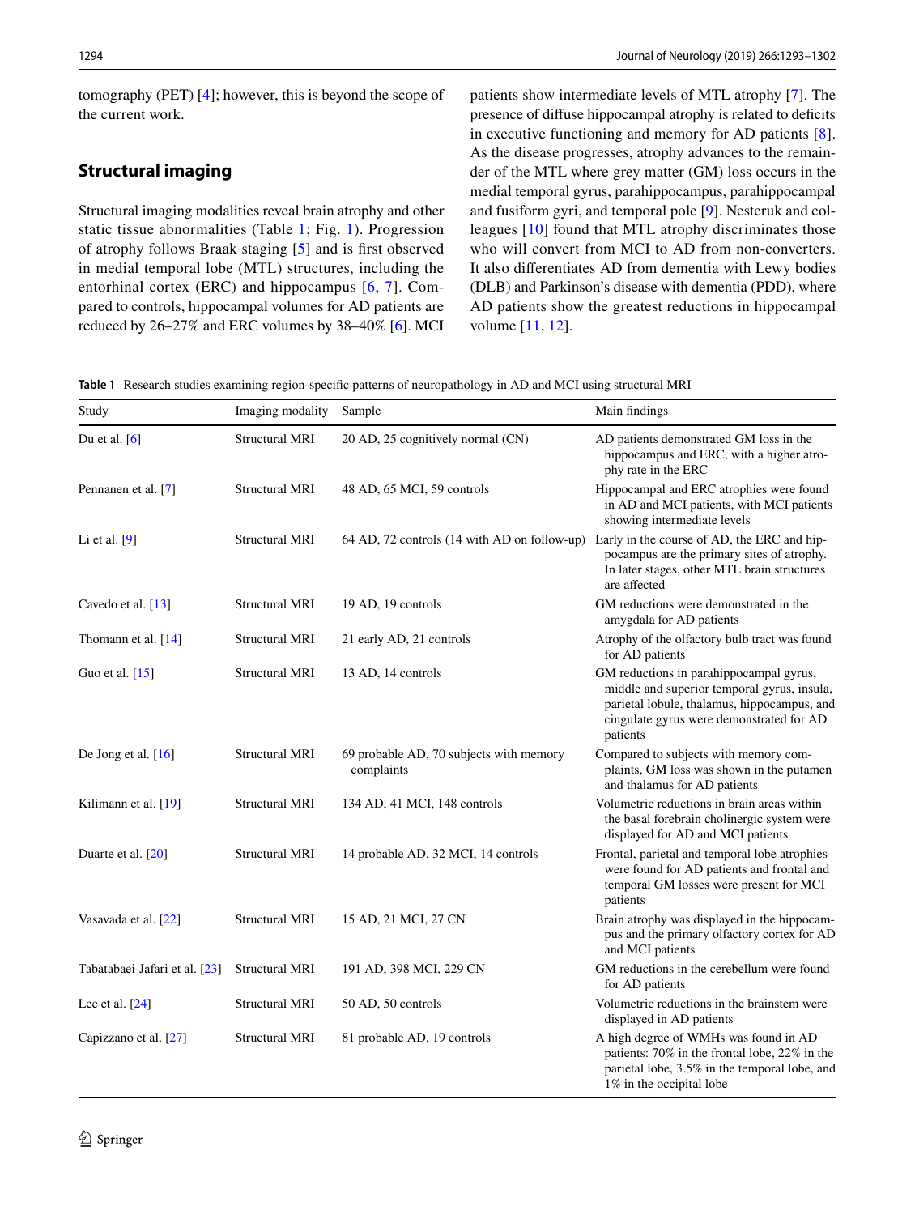tomography (PET) [4]; however, this is beyond the scope of the current work.

## Structural imaging

Structural imaging modalities reveal brain atrophy and other static tissue abnormalities (Table 1; Fig. 1). Progression of atrophy follows Braak staging [5] and is first observed in medial temporal lobe (MTL) structures, including the entorhinal cortex (ERC) and hippocampus [6, 7]. Compared to controls, hippocampal volumes for AD patients are reduced by 26–27% and ERC volumes by 38–40% [6]. MCI patients show intermediate levels of MTL atrophy [7]. The presence of diffuse hippocampal atrophy is related to deficits in executive functioning and memory for AD patients [8]. As the disease progresses, atrophy advances to the remainder of the MTL where grey matter (GM) loss occurs in the medial temporal gyrus, parahippocampus, parahippocampal and fusiform gyri, and temporal pole [9]. Nesteruk and colleagues [10] found that MTL atrophy discriminates those who will convert from MCI to AD from non-converters. It also differentiates AD from dementia with Lewy bodies (DLB) and Parkinson's disease with dementia (PDD), where AD patients show the greatest reductions in hippocampal volume [11, 12].

**Table 1** Research studies examining region-specific patterns of neuropathology in AD and MCI using structural MRI

| Study | Imaging modality | Sample | Main findings |
|---|---|---|---|
| Du et al. [6] | Structural MRI | 20 AD, 25 cognitively normal (CN) | AD patients demonstrated GM loss in the hippocampus and ERC, with a higher atrophy rate in the ERC |
| Pennanen et al. [7] | Structural MRI | 48 AD, 65 MCI, 59 controls | Hippocampal and ERC atrophies were found in AD and MCI patients, with MCI patients showing intermediate levels |
| Li et al. [9] | Structural MRI | 64 AD, 72 controls (14 with AD on follow-up) | Early in the course of AD, the ERC and hippocampus are the primary sites of atrophy. In later stages, other MTL brain structures are affected |
| Cavedo et al. [13] | Structural MRI | 19 AD, 19 controls | GM reductions were demonstrated in the amygdala for AD patients |
| Thomann et al. [14] | Structural MRI | 21 early AD, 21 controls | Atrophy of the olfactory bulb tract was found for AD patients |
| Guo et al. [15] | Structural MRI | 13 AD, 14 controls | GM reductions in parahippocampal gyrus, middle and superior temporal gyrus, insula, parietal lobule, thalamus, hippocampus, and cingulate gyrus were demonstrated for AD patients |
| De Jong et al. [16] | Structural MRI | 69 probable AD, 70 subjects with memory complaints | Compared to subjects with memory complaints, GM loss was shown in the putamen and thalamus for AD patients |
| Kilimann et al. [19] | Structural MRI | 134 AD, 41 MCI, 148 controls | Volumetric reductions in brain areas within the basal forebrain cholinergic system were displayed for AD and MCI patients |
| Duarte et al. [20] | Structural MRI | 14 probable AD, 32 MCI, 14 controls | Frontal, parietal and temporal lobe atrophies were found for AD patients and frontal and temporal GM losses were present for MCI patients |
| Vasavada et al. [22] | Structural MRI | 15 AD, 21 MCI, 27 CN | Brain atrophy was displayed in the hippocampus and the primary olfactory cortex for AD and MCI patients |
| Tabatabaei-Jafari et al. [23] | Structural MRI | 191 AD, 398 MCI, 229 CN | GM reductions in the cerebellum were found for AD patients |
| Lee et al. [24] | Structural MRI | 50 AD, 50 controls | Volumetric reductions in the brainstem were displayed in AD patients |
| Capizzano et al. [27] | Structural MRI | 81 probable AD, 19 controls | A high degree of WMHs was found in AD patients: 70% in the frontal lobe, 22% in the parietal lobe, 3.5% in the temporal lobe, and 1% in the occipital lobe |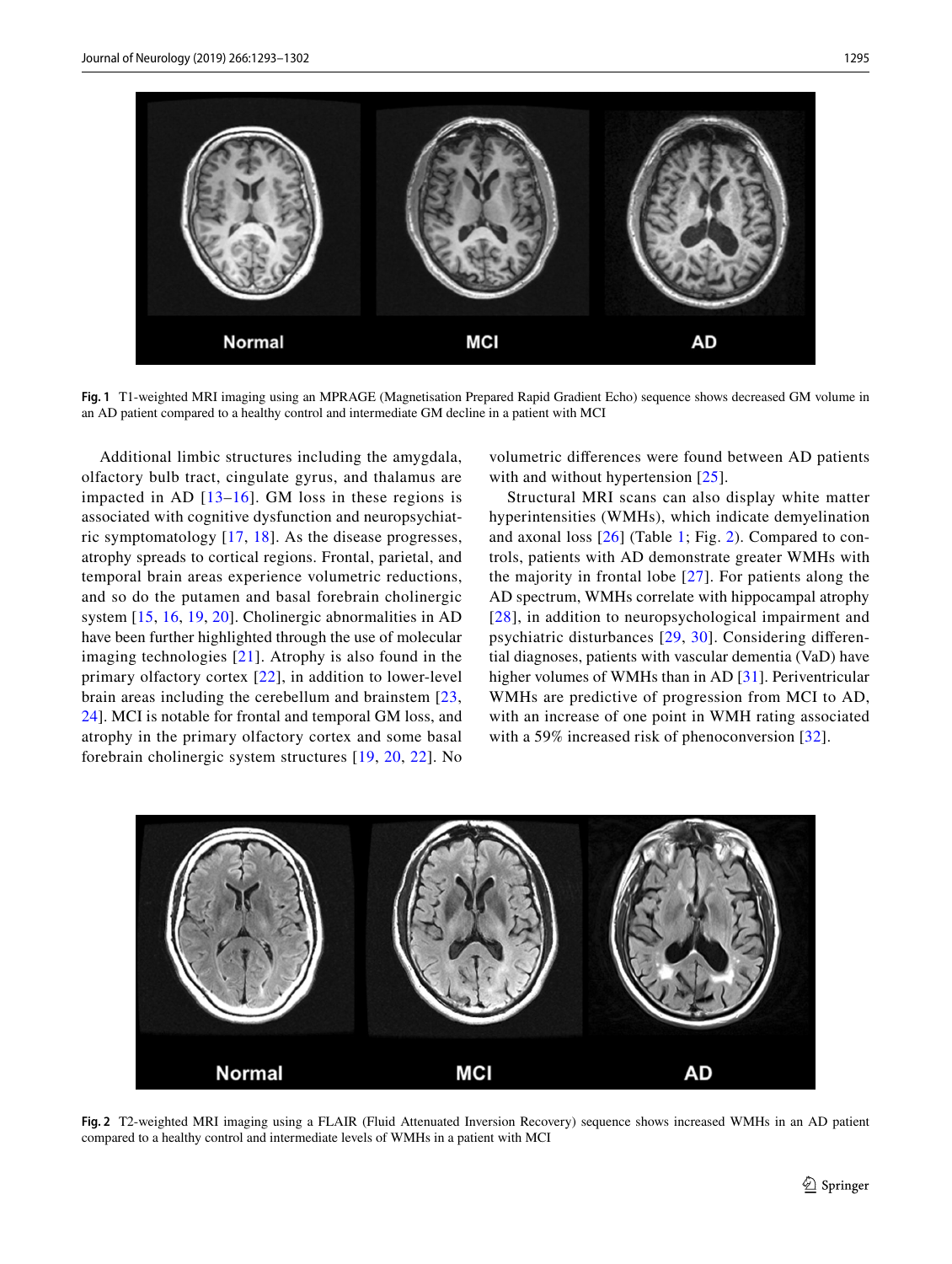Fig. 1 T1-weighted MRI imaging using an MPRAGE (Magnetisation Prepared Rapid Gradient Echo) sequence shows decreased GM volume in an AD patient compared to a healthy control and intermediate GM decline in a patient with MCI

Additional limbic structures including the amygdala, olfactory bulb tract, cingulate gyrus, and thalamus are impacted in AD [13–16]. GM loss in these regions is associated with cognitive dysfunction and neuropsychiatric symptomatology [17, 18]. As the disease progresses, atrophy spreads to cortical regions. Frontal, parietal, and temporal brain areas experience volumetric reductions, and so do the putamen and basal forebrain cholinergic system [15, 16, 19, 20]. Cholinergic abnormalities in AD have been further highlighted through the use of molecular imaging technologies [21]. Atrophy is also found in the primary olfactory cortex [22], in addition to lower-level brain areas including the cerebellum and brainstem [23, 24]. MCI is notable for frontal and temporal GM loss, and atrophy in the primary olfactory cortex and some basal forebrain cholinergic system structures [19, 20, 22]. No volumetric differences were found between AD patients with and without hypertension [25].

Structural MRI scans can also display white matter hyperintensities (WMHs), which indicate demyelination and axonal loss [26] (Table 1; Fig. 2). Compared to controls, patients with AD demonstrate greater WMHs with the majority in frontal lobe [27]. For patients along the AD spectrum, WMHs correlate with hippocampal atrophy [28], in addition to neuropsychological impairment and psychiatric disturbances [29, 30]. Considering differential diagnoses, patients with vascular dementia (VaD) have higher volumes of WMHs than in AD [31]. Periventricular WMHs are predictive of progression from MCI to AD, with an increase of one point in WMH rating associated with a 59% increased risk of phenoconversion [32].

Fig. 2 T2-weighted MRI imaging using a FLAIR (Fluid Attenuated Inversion Recovery) sequence shows increased WMHs in an AD patient compared to a healthy control and intermediate levels of WMHs in a patient with MCI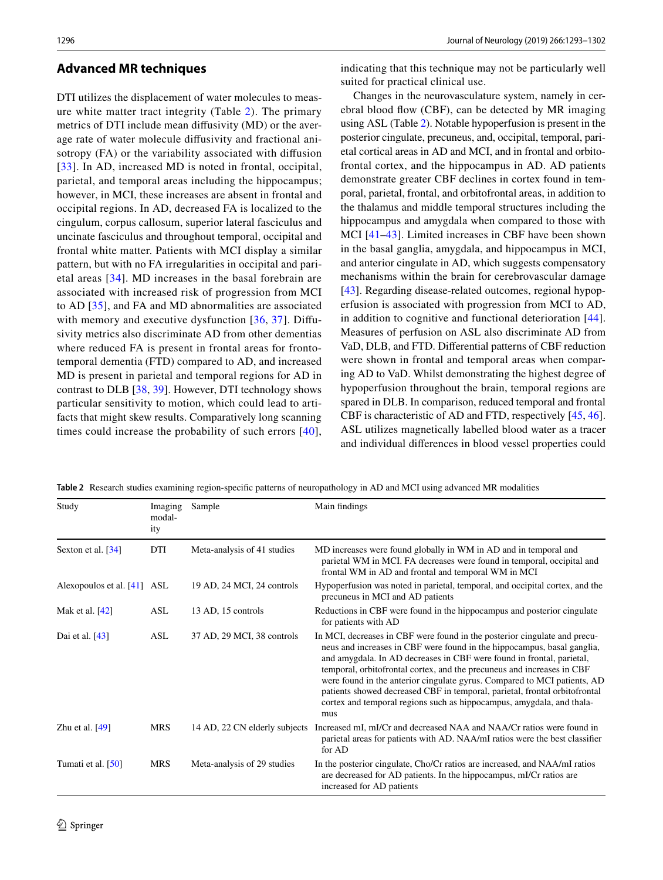## Advanced MR techniques

DTI utilizes the displacement of water molecules to measure white matter tract integrity (Table 2). The primary metrics of DTI include mean diffusivity (MD) or the average rate of water molecule diffusivity and fractional anisotropy (FA) or the variability associated with diffusion [33]. In AD, increased MD is noted in frontal, occipital, parietal, and temporal areas including the hippocampus; however, in MCI, these increases are absent in frontal and occipital regions. In AD, decreased FA is localized to the cingulum, corpus callosum, superior lateral fasciculus and uncinate fasciculus and throughout temporal, occipital and frontal white matter. Patients with MCI display a similar pattern, but with no FA irregularities in occipital and parietal areas [34]. MD increases in the basal forebrain are associated with increased risk of progression from MCI to AD [35], and FA and MD abnormalities are associated with memory and executive dysfunction [36, 37]. Diffusivity metrics also discriminate AD from other dementias where reduced FA is present in frontal areas for frontotemporal dementia (FTD) compared to AD, and increased MD is present in parietal and temporal regions for AD in contrast to DLB [38, 39]. However, DTI technology shows particular sensitivity to motion, which could lead to artifacts that might skew results. Comparatively long scanning times could increase the probability of such errors [40], indicating that this technique may not be particularly well suited for practical clinical use.

Changes in the neurovasculature system, namely in cerebral blood flow (CBF), can be detected by MR imaging using ASL (Table 2). Notable hypoperfusion is present in the posterior cingulate, precuneus, and, occipital, temporal, parietal cortical areas in AD and MCI, and in frontal and orbitofrontal cortex, and the hippocampus in AD. AD patients demonstrate greater CBF declines in cortex found in temporal, parietal, frontal, and orbitofrontal areas, in addition to the thalamus and middle temporal structures including the hippocampus and amygdala when compared to those with MCI [41–43]. Limited increases in CBF have been shown in the basal ganglia, amygdala, and hippocampus in MCI, and anterior cingulate in AD, which suggests compensatory mechanisms within the brain for cerebrovascular damage [43]. Regarding disease-related outcomes, regional hypoperfusion is associated with progression from MCI to AD, in addition to cognitive and functional deterioration [44]. Measures of perfusion on ASL also discriminate AD from VaD, DLB, and FTD. Differential patterns of CBF reduction were shown in frontal and temporal areas when comparing AD to VaD. Whilst demonstrating the highest degree of hypoperfusion throughout the brain, temporal regions are spared in DLB. In comparison, reduced temporal and frontal CBF is characteristic of AD and FTD, respectively [45, 46]. ASL utilizes magnetically labelled blood water as a tracer and individual differences in blood vessel properties could

**Table 2** Research studies examining region-specific patterns of neuropathology in AD and MCI using advanced MR modalities

| Study | Imaging modality | Sample | Main findings |
|---|---|---|---|
| Sexton et al. [34] | DTI | Meta-analysis of 41 studies | MD increases were found globally in WM in AD and in temporal and parietal WM in MCI. FA decreases were found in temporal, occipital and frontal WM in AD and frontal and temporal WM in MCI |
| Alexopoulos et al. [41] | ASL | 19 AD, 24 MCI, 24 controls | Hypoperfusion was noted in parietal, temporal, and occipital cortex, and the precuneus in MCI and AD patients |
| Mak et al. [42] | ASL | 13 AD, 15 controls | Reductions in CBF were found in the hippocampus and posterior cingulate for patients with AD |
| Dai et al. [43] | ASL | 37 AD, 29 MCI, 38 controls | In MCI, decreases in CBF were found in the posterior cingulate and precuneus and increases in CBF were found in the hippocampus, basal ganglia, and amygdala. In AD decreases in CBF were found in frontal, parietal, temporal, orbitofrontal cortex, and the precuneus and increases in CBF were found in the anterior cingulate gyrus. Compared to MCI patients, AD patients showed decreased CBF in temporal, parietal, frontal orbitofrontal cortex and temporal regions such as hippocampus, amygdala, and thalamus |
| Zhu et al. [49] | MRS | 14 AD, 22 CN elderly subjects | Increased mI, mI/Cr and decreased NAA and NAA/Cr ratios were found in parietal areas for patients with AD. NAA/mI ratios were the best classifier for AD |
| Tumati et al. [50] | MRS | Meta-analysis of 29 studies | In the posterior cingulate, Cho/Cr ratios are increased, and NAA/mI ratios are decreased for AD patients. In the hippocampus, mI/Cr ratios are increased for AD patients |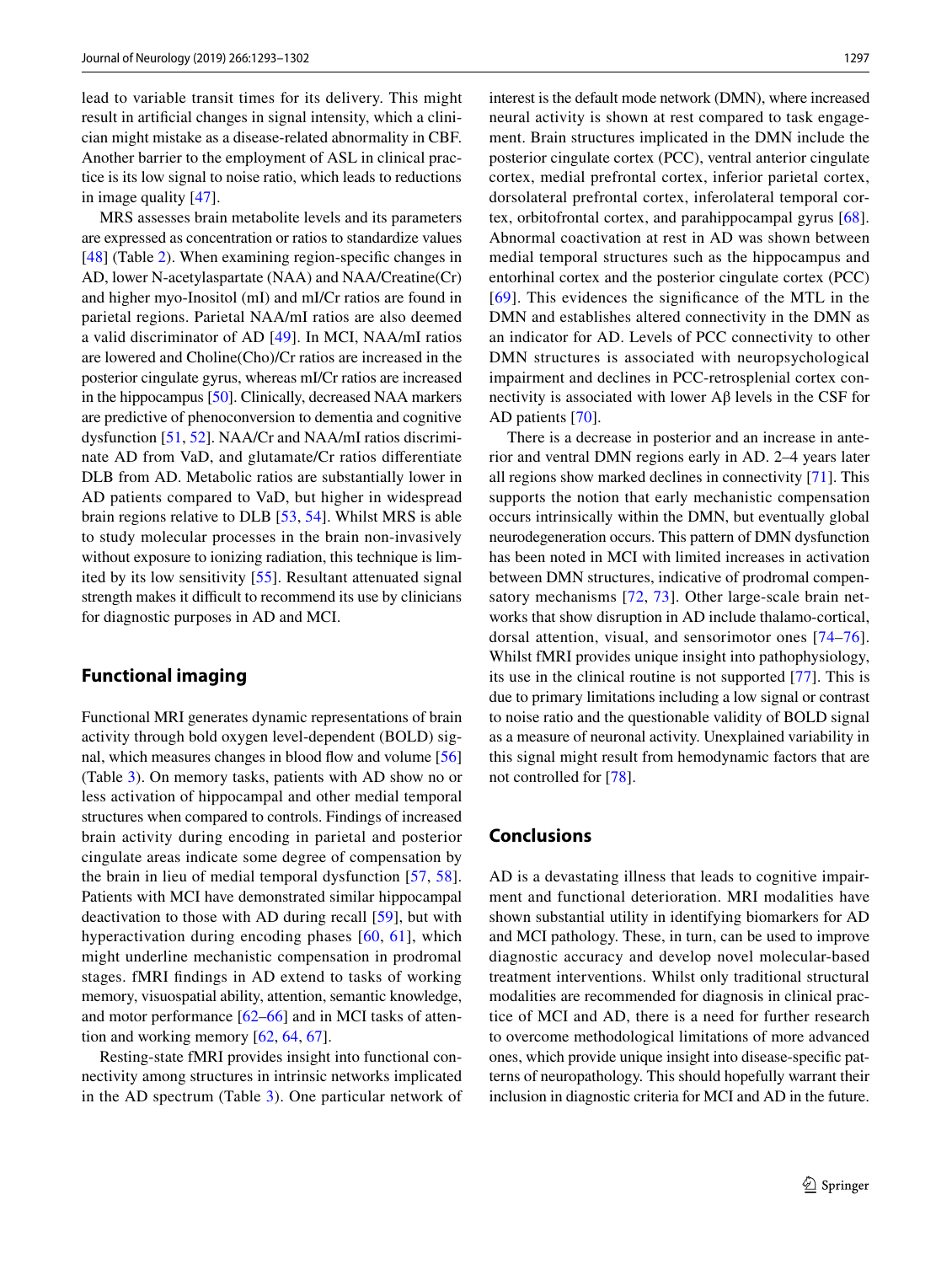lead to variable transit times for its delivery. This might result in artificial changes in signal intensity, which a clinician might mistake as a disease-related abnormality in CBF. Another barrier to the employment of ASL in clinical practice is its low signal to noise ratio, which leads to reductions in image quality [47].

MRS assesses brain metabolite levels and its parameters are expressed as concentration or ratios to standardize values [48] (Table 2). When examining region-specific changes in AD, lower N-acetylaspartate (NAA) and NAA/Creatine(Cr) and higher myo-Inositol (mI) and mI/Cr ratios are found in parietal regions. Parietal NAA/mI ratios are also deemed a valid discriminator of AD [49]. In MCI, NAA/mI ratios are lowered and Choline(Cho)/Cr ratios are increased in the posterior cingulate gyrus, whereas mI/Cr ratios are increased in the hippocampus [50]. Clinically, decreased NAA markers are predictive of phenoconversion to dementia and cognitive dysfunction [51, 52]. NAA/Cr and NAA/mI ratios discriminate AD from VaD, and glutamate/Cr ratios differentiate DLB from AD. Metabolic ratios are substantially lower in AD patients compared to VaD, but higher in widespread brain regions relative to DLB [53, 54]. Whilst MRS is able to study molecular processes in the brain non-invasively without exposure to ionizing radiation, this technique is limited by its low sensitivity [55]. Resultant attenuated signal strength makes it difficult to recommend its use by clinicians for diagnostic purposes in AD and MCI.

## Functional imaging

Functional MRI generates dynamic representations of brain activity through bold oxygen level-dependent (BOLD) signal, which measures changes in blood flow and volume [56] (Table 3). On memory tasks, patients with AD show no or less activation of hippocampal and other medial temporal structures when compared to controls. Findings of increased brain activity during encoding in parietal and posterior cingulate areas indicate some degree of compensation by the brain in lieu of medial temporal dysfunction [57, 58]. Patients with MCI have demonstrated similar hippocampal deactivation to those with AD during recall [59], but with hyperactivation during encoding phases [60, 61], which might underline mechanistic compensation in prodromal stages. fMRI findings in AD extend to tasks of working memory, visuospatial ability, attention, semantic knowledge, and motor performance [62–66] and in MCI tasks of attention and working memory [62, 64, 67].

Resting-state fMRI provides insight into functional connectivity among structures in intrinsic networks implicated in the AD spectrum (Table 3). One particular network of interest is the default mode network (DMN), where increased neural activity is shown at rest compared to task engagement. Brain structures implicated in the DMN include the posterior cingulate cortex (PCC), ventral anterior cingulate cortex, medial prefrontal cortex, inferior parietal cortex, dorsolateral prefrontal cortex, inferolateral temporal cortex, orbitofrontal cortex, and parahippocampal gyrus [68]. Abnormal coactivation at rest in AD was shown between medial temporal structures such as the hippocampus and entorhinal cortex and the posterior cingulate cortex (PCC) [69]. This evidences the significance of the MTL in the DMN and establishes altered connectivity in the DMN as an indicator for AD. Levels of PCC connectivity to other DMN structures is associated with neuropsychological impairment and declines in PCC-retrosplenial cortex connectivity is associated with lower Aβ levels in the CSF for AD patients [70].

There is a decrease in posterior and an increase in anterior and ventral DMN regions early in AD. 2–4 years later all regions show marked declines in connectivity [71]. This supports the notion that early mechanistic compensation occurs intrinsically within the DMN, but eventually global neurodegeneration occurs. This pattern of DMN dysfunction has been noted in MCI with limited increases in activation between DMN structures, indicative of prodromal compensatory mechanisms [72, 73]. Other large-scale brain networks that show disruption in AD include thalamo-cortical, dorsal attention, visual, and sensorimotor ones [74–76]. Whilst fMRI provides unique insight into pathophysiology, its use in the clinical routine is not supported [77]. This is due to primary limitations including a low signal or contrast to noise ratio and the questionable validity of BOLD signal as a measure of neuronal activity. Unexplained variability in this signal might result from hemodynamic factors that are not controlled for [78].

## Conclusions

AD is a devastating illness that leads to cognitive impairment and functional deterioration. MRI modalities have shown substantial utility in identifying biomarkers for AD and MCI pathology. These, in turn, can be used to improve diagnostic accuracy and develop novel molecular-based treatment interventions. Whilst only traditional structural modalities are recommended for diagnosis in clinical practice of MCI and AD, there is a need for further research to overcome methodological limitations of more advanced ones, which provide unique insight into disease-specific patterns of neuropathology. This should hopefully warrant their inclusion in diagnostic criteria for MCI and AD in the future.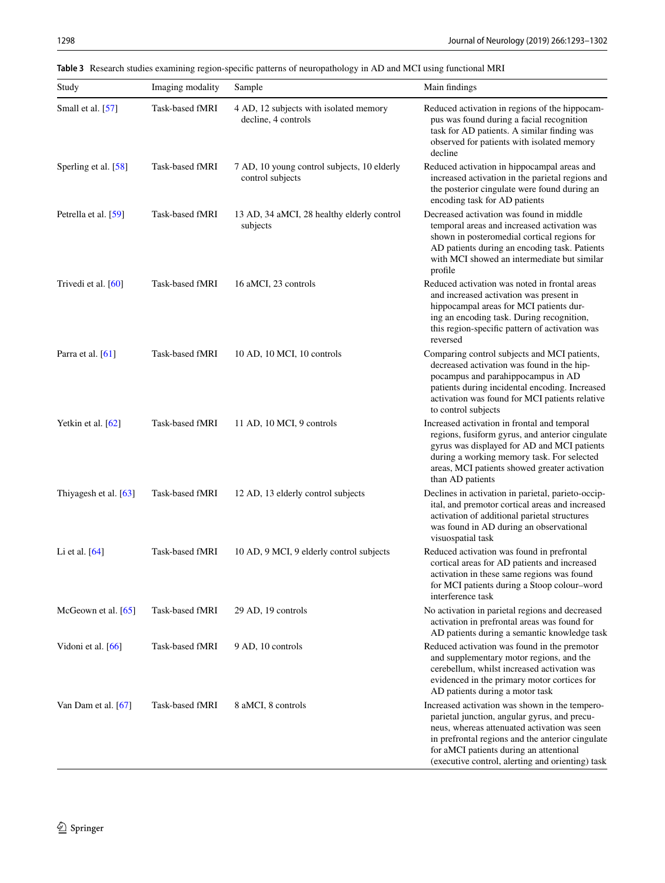**Table 3** Research studies examining region-specific patterns of neuropathology in AD and MCI using functional MRI

| Study | Imaging modality | Sample | Main findings |
|---|---|---|---|
| Small et al. [57] | Task-based fMRI | 4 AD, 12 subjects with isolated memory decline, 4 controls | Reduced activation in regions of the hippocampus was found during a facial recognition task for AD patients. A similar finding was observed for patients with isolated memory decline |
| Sperling et al. [58] | Task-based fMRI | 7 AD, 10 young control subjects, 10 elderly control subjects | Reduced activation in hippocampal areas and increased activation in the parietal regions and the posterior cingulate were found during an encoding task for AD patients |
| Petrella et al. [59] | Task-based fMRI | 13 AD, 34 aMCI, 28 healthy elderly control subjects | Decreased activation was found in middle temporal areas and increased activation was shown in posteromedial cortical regions for AD patients during an encoding task. Patients with MCI showed an intermediate but similar profile |
| Trivedi et al. [60] | Task-based fMRI | 16 aMCI, 23 controls | Reduced activation was noted in frontal areas and increased activation was present in hippocampal areas for MCI patients during an encoding task. During recognition, this region-specific pattern of activation was reversed |
| Parra et al. [61] | Task-based fMRI | 10 AD, 10 MCI, 10 controls | Comparing control subjects and MCI patients, decreased activation was found in the hippocampus and parahippocampus in AD patients during incidental encoding. Increased activation was found for MCI patients relative to control subjects |
| Yetkin et al. [62] | Task-based fMRI | 11 AD, 10 MCI, 9 controls | Increased activation in frontal and temporal regions, fusiform gyrus, and anterior cingulate gyrus was displayed for AD and MCI patients during a working memory task. For selected areas, MCI patients showed greater activation than AD patients |
| Thiyagesh et al. [63] | Task-based fMRI | 12 AD, 13 elderly control subjects | Declines in activation in parietal, parieto-occipital, and premotor cortical areas and increased activation of additional parietal structures was found in AD during an observational visuospatial task |
| Li et al. [64] | Task-based fMRI | 10 AD, 9 MCI, 9 elderly control subjects | Reduced activation was found in prefrontal cortical areas for AD patients and increased activation in these same regions was found for MCI patients during a Stoop colour–word interference task |
| McGeown et al. [65] | Task-based fMRI | 29 AD, 19 controls | No activation in parietal regions and decreased activation in prefrontal areas was found for AD patients during a semantic knowledge task |
| Vidoni et al. [66] | Task-based fMRI | 9 AD, 10 controls | Reduced activation was found in the premotor and supplementary motor regions, and the cerebellum, whilst increased activation was evidenced in the primary motor cortices for AD patients during a motor task |
| Van Dam et al. [67] | Task-based fMRI | 8 aMCI, 8 controls | Increased activation was shown in the tempero-parietal junction, angular gyrus, and precuneus, whereas attenuated activation was seen in prefrontal regions and the anterior cingulate for aMCI patients during an attentional (executive control, alerting and orienting) task |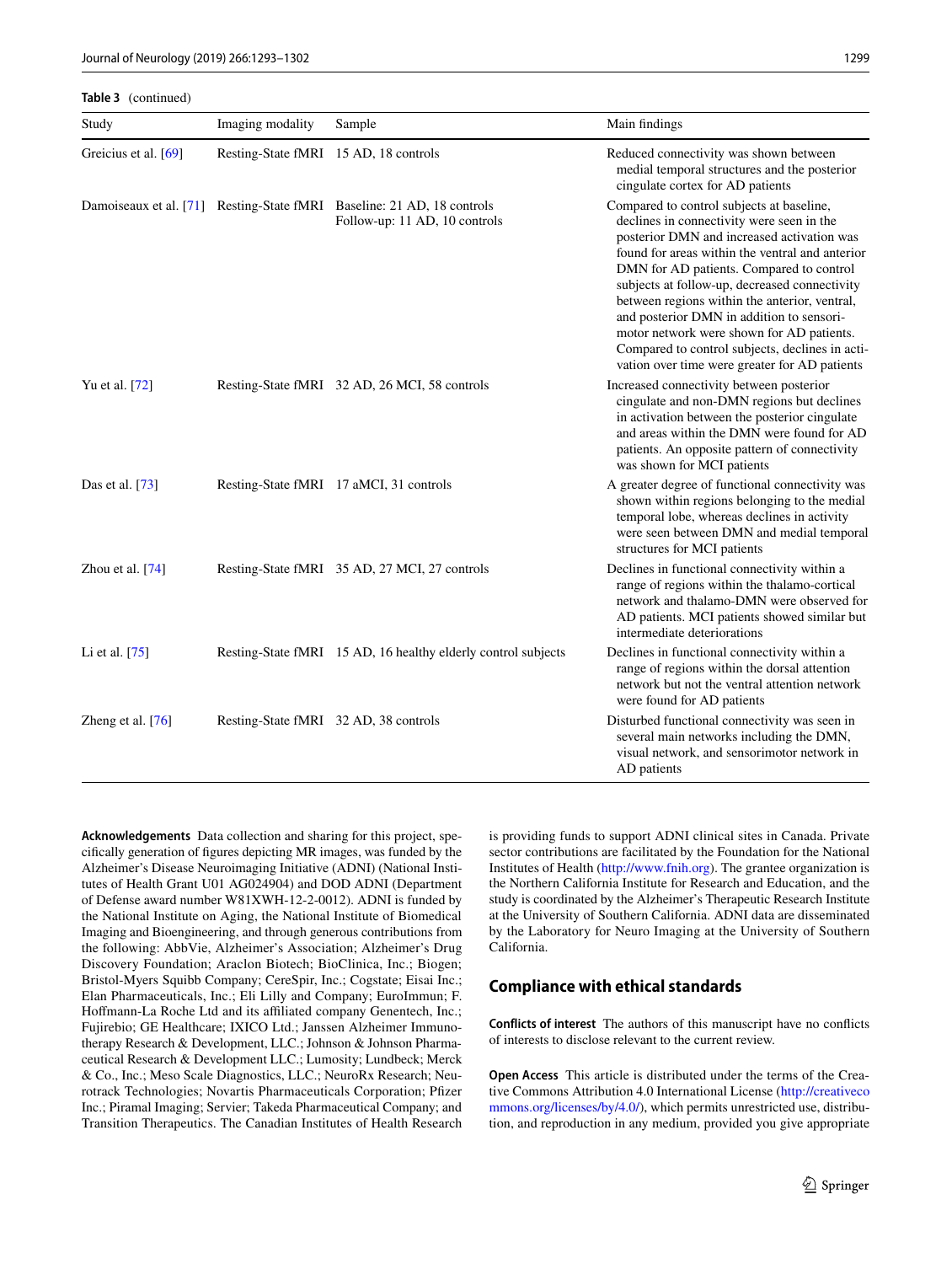**Table 3** (continued)

| Study | Imaging modality | Sample | Main findings |
|---|---|---|---|
| Greicius et al. [69] | Resting-State fMRI | 15 AD, 18 controls | Reduced connectivity was shown between medial temporal structures and the posterior cingulate cortex for AD patients |
| Damoiseaux et al. [71] | Resting-State fMRI | Baseline: 21 AD, 18 controls<br>Follow-up: 11 AD, 10 controls | Compared to control subjects at baseline, declines in connectivity were seen in the posterior DMN and increased activation was found for areas within the ventral and anterior DMN for AD patients. Compared to control subjects at follow-up, decreased connectivity between regions within the anterior, ventral, and posterior DMN in addition to sensorimotor network were shown for AD patients. Compared to control subjects, declines in activation over time were greater for AD patients |
| Yu et al. [72] | Resting-State fMRI | 32 AD, 26 MCI, 58 controls | Increased connectivity between posterior cingulate and non-DMN regions but declines in activation between the posterior cingulate and areas within the DMN were found for AD patients. An opposite pattern of connectivity was shown for MCI patients |
| Das et al. [73] | Resting-State fMRI | 17 aMCI, 31 controls | A greater degree of functional connectivity was shown within regions belonging to the medial temporal lobe, whereas declines in activity were seen between DMN and medial temporal structures for MCI patients |
| Zhou et al. [74] | Resting-State fMRI | 35 AD, 27 MCI, 27 controls | Declines in functional connectivity within a range of regions within the thalamo-cortical network and thalamo-DMN were observed for AD patients. MCI patients showed similar but intermediate deteriorations |
| Li et al. [75] | Resting-State fMRI | 15 AD, 16 healthy elderly control subjects | Declines in functional connectivity within a range of regions within the dorsal attention network but not the ventral attention network were found for AD patients |
| Zheng et al. [76] | Resting-State fMRI | 32 AD, 38 controls | Disturbed functional connectivity was seen in several main networks including the DMN, visual network, and sensorimotor network in AD patients |

**Acknowledgements** Data collection and sharing for this project, specifically generation of figures depicting MR images, was funded by the Alzheimer's Disease Neuroimaging Initiative (ADNI) (National Institutes of Health Grant U01 AG024904) and DOD ADNI (Department of Defense award number W81XWH-12-2-0012). ADNI is funded by the National Institute on Aging, the National Institute of Biomedical Imaging and Bioengineering, and through generous contributions from the following: AbbVie, Alzheimer's Association; Alzheimer's Drug Discovery Foundation; Araclon Biotech; BioClinica, Inc.; Biogen; Bristol-Myers Squibb Company; CereSpir, Inc.; Cogstate; Eisai Inc.; Elan Pharmaceuticals, Inc.; Eli Lilly and Company; EuroImmun; F. Hoffmann-La Roche Ltd and its affiliated company Genentech, Inc.; Fujirebio; GE Healthcare; IXICO Ltd.; Janssen Alzheimer Immunotherapy Research & Development, LLC.; Johnson & Johnson Pharmaceutical Research & Development LLC.; Lumosity; Lundbeck; Merck & Co., Inc.; Meso Scale Diagnostics, LLC.; NeuroRx Research; Neurotrack Technologies; Novartis Pharmaceuticals Corporation; Pfizer Inc.; Piramal Imaging; Servier; Takeda Pharmaceutical Company; and Transition Therapeutics. The Canadian Institutes of Health Research is providing funds to support ADNI clinical sites in Canada. Private sector contributions are facilitated by the Foundation for the National Institutes of Health (http://www.fnih.org). The grantee organization is the Northern California Institute for Research and Education, and the study is coordinated by the Alzheimer's Therapeutic Research Institute at the University of Southern California. ADNI data are disseminated by the Laboratory for Neuro Imaging at the University of Southern California.

## Compliance with ethical standards

**Conflicts of interest** The authors of this manuscript have no conflicts of interests to disclose relevant to the current review.

**Open Access** This article is distributed under the terms of the Creative Commons Attribution 4.0 International License (http://creativecommons.org/licenses/by/4.0/), which permits unrestricted use, distribution, and reproduction in any medium, provided you give appropriate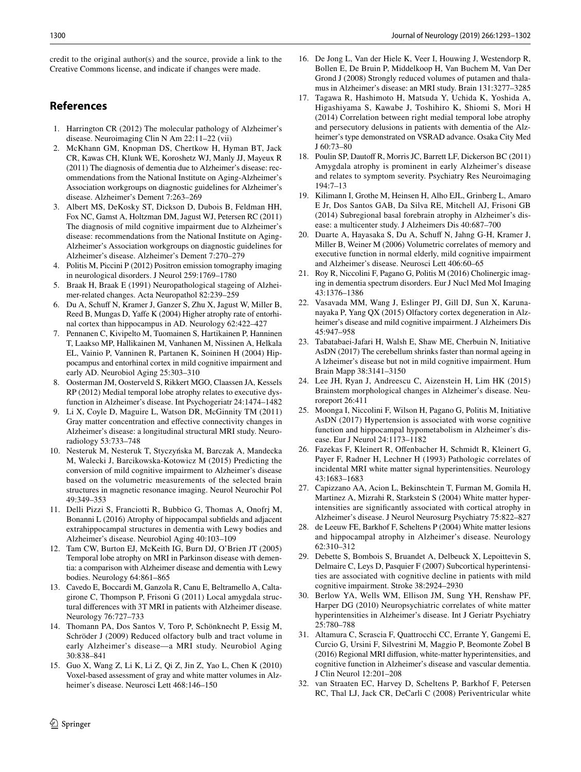credit to the original author(s) and the source, provide a link to the Creative Commons license, and indicate if changes were made.

## References

1. Harrington CR (2012) The molecular pathology of Alzheimer's disease. Neuroimaging Clin N Am 22:11–22 (vii)
2. McKhann GM, Knopman DS, Chertkow H, Hyman BT, Jack CR, Kawas CH, Klunk WE, Koroshetz WJ, Manly JJ, Mayeux R (2011) The diagnosis of dementia due to Alzheimer's disease: recommendations from the National Institute on Aging-Alzheimer's Association workgroups on diagnostic guidelines for Alzheimer's disease. Alzheimer's Dement 7:263–269
3. Albert MS, DeKosky ST, Dickson D, Dubois B, Feldman HH, Fox NC, Gamst A, Holtzman DM, Jagust WJ, Petersen RC (2011) The diagnosis of mild cognitive impairment due to Alzheimer's disease: recommendations from the National Institute on Aging-Alzheimer's Association workgroups on diagnostic guidelines for Alzheimer's disease. Alzheimer's Dement 7:270–279
4. Politis M, Piccini P (2012) Positron emission tomography imaging in neurological disorders. J Neurol 259:1769–1780
5. Braak H, Braak E (1991) Neuropathological stageing of Alzheimer-related changes. Acta Neuropathol 82:239–259
6. Du A, Schuff N, Kramer J, Ganzer S, Zhu X, Jagust W, Miller B, Reed B, Mungas D, Yaffe K (2004) Higher atrophy rate of entorhinal cortex than hippocampus in AD. Neurology 62:422–427
7. Pennanen C, Kivipelto M, Tuomainen S, Hartikainen P, Hanninen T, Laakso MP, Hallikainen M, Vanhanen M, Nissinen A, Helkala EL, Vainio P, Vanninen R, Partanen K, Soininen H (2004) Hippocampus and entorhinal cortex in mild cognitive impairment and early AD. Neurobiol Aging 25:303–310
8. Oosterman JM, Oosterveld S, Rikkert MGO, Claassen JA, Kessels RP (2012) Medial temporal lobe atrophy relates to executive dysfunction in Alzheimer's disease. Int Psychogeriatr 24:1474–1482
9. Li X, Coyle D, Maguire L, Watson DR, McGinnity TM (2011) Gray matter concentration and effective connectivity changes in Alzheimer's disease: a longitudinal structural MRI study. Neuroradiology 53:733–748
10. Nesteruk M, Nesteruk T, Styczyńska M, Barczak A, Mandecka M, Walecki J, Barcikowska-Kotowicz M (2015) Predicting the conversion of mild cognitive impairment to Alzheimer's disease based on the volumetric measurements of the selected brain structures in magnetic resonance imaging. Neurol Neurochir Pol 49:349–353
11. Delli Pizzi S, Franciotti R, Bubbico G, Thomas A, Onofrj M, Bonanni L (2016) Atrophy of hippocampal subfields and adjacent extrahippocampal structures in dementia with Lewy bodies and Alzheimer's disease. Neurobiol Aging 40:103–109
12. Tam CW, Burton EJ, McKeith IG, Burn DJ, O'Brien JT (2005) Temporal lobe atrophy on MRI in Parkinson disease with dementia: a comparison with Alzheimer disease and dementia with Lewy bodies. Neurology 64:861–865
13. Cavedo E, Boccardi M, Ganzola R, Canu E, Beltramello A, Caltagirone C, Thompson P, Frisoni G (2011) Local amygdala structural differences with 3T MRI in patients with Alzheimer disease. Neurology 76:727–733
14. Thomann PA, Dos Santos V, Toro P, Schönknecht P, Essig M, Schröder J (2009) Reduced olfactory bulb and tract volume in early Alzheimer's disease—a MRI study. Neurobiol Aging 30:838–841
15. Guo X, Wang Z, Li K, Li Z, Qi Z, Jin Z, Yao L, Chen K (2010) Voxel-based assessment of gray and white matter volumes in Alzheimer's disease. Neurosci Lett 468:146–150
16. De Jong L, Van der Hiele K, Veer I, Houwing J, Westendorp R, Bollen E, De Bruin P, Middelkoop H, Van Buchem M, Van Der Grond J (2008) Strongly reduced volumes of putamen and thalamus in Alzheimer's disease: an MRI study. Brain 131:3277–3285
17. Tagawa R, Hashimoto H, Matsuda Y, Uchida K, Yoshida A, Higashiyama S, Kawabe J, Toshihiro K, Shiomi S, Mori H (2014) Correlation between right medial temporal lobe atrophy and persecutory delusions in patients with dementia of the Alzheimer's type demonstrated on VSRAD advance. Osaka City Med J 60:73–80
18. Poulin SP, Dautoff R, Morris JC, Barrett LF, Dickerson BC (2011) Amygdala atrophy is prominent in early Alzheimer's disease and relates to symptom severity. Psychiatry Res Neuroimaging 194:7–13
19. Kilimann I, Grothe M, Heinsen H, Alho EJL, Grinberg L, Amaro E Jr, Dos Santos GAB, Da Silva RE, Mitchell AJ, Frisoni GB (2014) Subregional basal forebrain atrophy in Alzheimer's disease: a multicenter study. J Alzheimers Dis 40:687–700
20. Duarte A, Hayasaka S, Du A, Schuff N, Jahng G-H, Kramer J, Miller B, Weiner M (2006) Volumetric correlates of memory and executive function in normal elderly, mild cognitive impairment and Alzheimer's disease. Neurosci Lett 406:60–65
21. Roy R, Niccolini F, Pagano G, Politis M (2016) Cholinergic imaging in dementia spectrum disorders. Eur J Nucl Med Mol Imaging 43:1376–1386
22. Vasavada MM, Wang J, Eslinger PJ, Gill DJ, Sun X, Karunanayaka P, Yang QX (2015) Olfactory cortex degeneration in Alzheimer's disease and mild cognitive impairment. J Alzheimers Dis 45:947–958
23. Tabatabaei-Jafari H, Walsh E, Shaw ME, Cherbuin N, Initiative AsDN (2017) The cerebellum shrinks faster than normal ageing in A lzheimer's disease but not in mild cognitive impairment. Hum Brain Mapp 38:3141–3150
24. Lee JH, Ryan J, Andreescu C, Aizenstein H, Lim HK (2015) Brainstem morphological changes in Alzheimer's disease. Neuroreport 26:411
25. Moonga I, Niccolini F, Wilson H, Pagano G, Politis M, Initiative AsDN (2017) Hypertension is associated with worse cognitive function and hippocampal hypometabolism in Alzheimer's disease. Eur J Neurol 24:1173–1182
26. Fazekas F, Kleinert R, Offenbacher H, Schmidt R, Kleinert G, Payer F, Radner H, Lechner H (1993) Pathologic correlates of incidental MRI white matter signal hyperintensities. Neurology 43:1683–1683
27. Capizzano AA, Acion L, Bekinschtein T, Furman M, Gomila H, Martinez A, Mizrahi R, Starkstein S (2004) White matter hyperintensities are significantly associated with cortical atrophy in Alzheimer's disease. J Neurol Neurosurg Psychiatry 75:822–827
28. de Leeuw FE, Barkhof F, Scheltens P (2004) White matter lesions and hippocampal atrophy in Alzheimer's disease. Neurology 62:310–312
29. Debette S, Bombois S, Bruandet A, Delbeuck X, Lepoittevin S, Delmaire C, Leys D, Pasquier F (2007) Subcortical hyperintensities are associated with cognitive decline in patients with mild cognitive impairment. Stroke 38:2924–2930
30. Berlow YA, Wells WM, Ellison JM, Sung YH, Renshaw PF, Harper DG (2010) Neuropsychiatric correlates of white matter hyperintensities in Alzheimer's disease. Int J Geriatr Psychiatry 25:780–788
31. Altamura C, Scrascia F, Quattrocchi CC, Errante Y, Gangemi E, Curcio G, Ursini F, Silvestrini M, Maggio P, Beomonte Zobel B (2016) Regional MRI diffusion, white-matter hyperintensities, and cognitive function in Alzheimer's disease and vascular dementia. J Clin Neurol 12:201–208
32. van Straaten EC, Harvey D, Scheltens P, Barkhof F, Petersen RC, Thal LJ, Jack CR, DeCarli C (2008) Periventricular white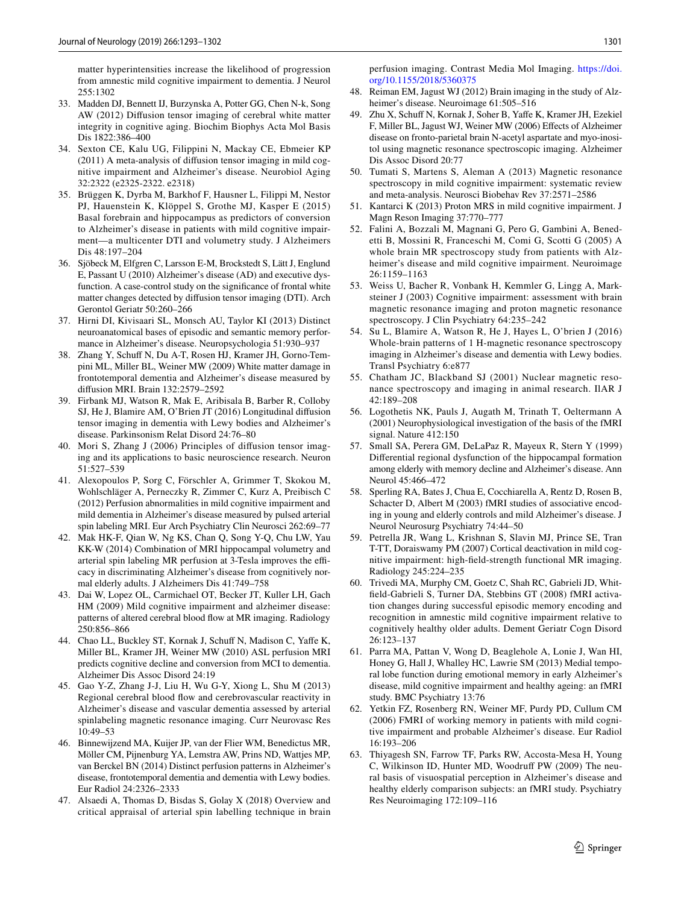matter hyperintensities increase the likelihood of progression from amnestic mild cognitive impairment to dementia. J Neurol 255:1302

33. Madden DJ, Bennett IJ, Burzynska A, Potter GG, Chen N-k, Song AW (2012) Diffusion tensor imaging of cerebral white matter integrity in cognitive aging. Biochim Biophys Acta Mol Basis Dis 1822:386–400
34. Sexton CE, Kalu UG, Filippini N, Mackay CE, Ebmeier KP (2011) A meta-analysis of diffusion tensor imaging in mild cognitive impairment and Alzheimer's disease. Neurobiol Aging 32:2322 (e2325-2322. e2318)
35. Brüggen K, Dyrba M, Barkhof F, Hausner L, Filippi M, Nestor PJ, Hauenstein K, Klöppel S, Grothe MJ, Kasper E (2015) Basal forebrain and hippocampus as predictors of conversion to Alzheimer's disease in patients with mild cognitive impairment—a multicenter DTI and volumetry study. J Alzheimers Dis 48:197–204
36. Sjöbeck M, Elfgren C, Larsson E-M, Brockstedt S, Lätt J, Englund E, Passant U (2010) Alzheimer's disease (AD) and executive dysfunction. A case-control study on the significance of frontal white matter changes detected by diffusion tensor imaging (DTI). Arch Gerontol Geriatr 50:260–266
37. Hirni DI, Kivisaari SL, Monsch AU, Taylor KI (2013) Distinct neuroanatomical bases of episodic and semantic memory performance in Alzheimer's disease. Neuropsychologia 51:930–937
38. Zhang Y, Schuff N, Du A-T, Rosen HJ, Kramer JH, Gorno-Tempini ML, Miller BL, Weiner MW (2009) White matter damage in frontotemporal dementia and Alzheimer's disease measured by diffusion MRI. Brain 132:2579–2592
39. Firbank MJ, Watson R, Mak E, Aribisala B, Barber R, Colloby SJ, He J, Blamire AM, O'Brien JT (2016) Longitudinal diffusion tensor imaging in dementia with Lewy bodies and Alzheimer's disease. Parkinsonism Relat Disord 24:76–80
40. Mori S, Zhang J (2006) Principles of diffusion tensor imaging and its applications to basic neuroscience research. Neuron 51:527–539
41. Alexopoulos P, Sorg C, Förschler A, Grimmer T, Skokou M, Wohlschläger A, Perneczky R, Zimmer C, Kurz A, Preibisch C (2012) Perfusion abnormalities in mild cognitive impairment and mild dementia in Alzheimer's disease measured by pulsed arterial spin labeling MRI. Eur Arch Psychiatry Clin Neurosci 262:69–77
42. Mak HK-F, Qian W, Ng KS, Chan Q, Song Y-Q, Chu LW, Yau KK-W (2014) Combination of MRI hippocampal volumetry and arterial spin labeling MR perfusion at 3-Tesla improves the efficacy in discriminating Alzheimer's disease from cognitively normal elderly adults. J Alzheimers Dis 41:749–758
43. Dai W, Lopez OL, Carmichael OT, Becker JT, Kuller LH, Gach HM (2009) Mild cognitive impairment and alzheimer disease: patterns of altered cerebral blood flow at MR imaging. Radiology 250:856–866
44. Chao LL, Buckley ST, Kornak J, Schuff N, Madison C, Yaffe K, Miller BL, Kramer JH, Weiner MW (2010) ASL perfusion MRI predicts cognitive decline and conversion from MCI to dementia. Alzheimer Dis Assoc Disord 24:19
45. Gao Y-Z, Zhang J-J, Liu H, Wu G-Y, Xiong L, Shu M (2013) Regional cerebral blood flow and cerebrovascular reactivity in Alzheimer's disease and vascular dementia assessed by arterial spinlabeling magnetic resonance imaging. Curr Neurovasc Res 10:49–53
46. Binnewijzend MA, Kuijer JP, van der Flier WM, Benedictus MR, Möller CM, Pijnenburg YA, Lemstra AW, Prins ND, Wattjes MP, van Berckel BN (2014) Distinct perfusion patterns in Alzheimer's disease, frontotemporal dementia and dementia with Lewy bodies. Eur Radiol 24:2326–2333
47. Alsaedi A, Thomas D, Bisdas S, Golay X (2018) Overview and critical appraisal of arterial spin labelling technique in brain perfusion imaging. Contrast Media Mol Imaging. https://doi.org/10.1155/2018/5360375
48. Reiman EM, Jagust WJ (2012) Brain imaging in the study of Alzheimer's disease. Neuroimage 61:505–516
49. Zhu X, Schuff N, Kornak J, Soher B, Yaffe K, Kramer JH, Ezekiel F, Miller BL, Jagust WJ, Weiner MW (2006) Effects of Alzheimer disease on fronto-parietal brain N-acetyl aspartate and myo-inositol using magnetic resonance spectroscopic imaging. Alzheimer Dis Assoc Disord 20:77
50. Tumati S, Martens S, Aleman A (2013) Magnetic resonance spectroscopy in mild cognitive impairment: systematic review and meta-analysis. Neurosci Biobehav Rev 37:2571–2586
51. Kantarci K (2013) Proton MRS in mild cognitive impairment. J Magn Reson Imaging 37:770–777
52. Falini A, Bozzali M, Magnani G, Pero G, Gambini A, Benedetti B, Mossini R, Franceschi M, Comi G, Scotti G (2005) A whole brain MR spectroscopy study from patients with Alzheimer's disease and mild cognitive impairment. Neuroimage 26:1159–1163
53. Weiss U, Bacher R, Vonbank H, Kemmler G, Lingg A, Marksteiner J (2003) Cognitive impairment: assessment with brain magnetic resonance imaging and proton magnetic resonance spectroscopy. J Clin Psychiatry 64:235–242
54. Su L, Blamire A, Watson R, He J, Hayes L, O'brien J (2016) Whole-brain patterns of 1 H-magnetic resonance spectroscopy imaging in Alzheimer's disease and dementia with Lewy bodies. Transl Psychiatry 6:e877
55. Chatham JC, Blackband SJ (2001) Nuclear magnetic resonance spectroscopy and imaging in animal research. IlAR J 42:189–208
56. Logothetis NK, Pauls J, Augath M, Trinath T, Oeltermann A (2001) Neurophysiological investigation of the basis of the fMRI signal. Nature 412:150
57. Small SA, Perera GM, DeLaPaz R, Mayeux R, Stern Y (1999) Differential regional dysfunction of the hippocampal formation among elderly with memory decline and Alzheimer's disease. Ann Neurol 45:466–472
58. Sperling RA, Bates J, Chua E, Cocchiarella A, Rentz D, Rosen B, Schacter D, Albert M (2003) fMRI studies of associative encoding in young and elderly controls and mild Alzheimer's disease. J Neurol Neurosurg Psychiatry 74:44–50
59. Petrella JR, Wang L, Krishnan S, Slavin MJ, Prince SE, Tran T-TT, Doraiswamy PM (2007) Cortical deactivation in mild cognitive impairment: high-field-strength functional MR imaging. Radiology 245:224–235
60. Trivedi MA, Murphy CM, Goetz C, Shah RC, Gabrieli JD, Whitfield-Gabrieli S, Turner DA, Stebbins GT (2008) fMRI activation changes during successful episodic memory encoding and recognition in amnestic mild cognitive impairment relative to cognitively healthy older adults. Dement Geriatr Cogn Disord 26:123–137
61. Parra MA, Pattan V, Wong D, Beaglehole A, Lonie J, Wan HI, Honey G, Hall J, Whalley HC, Lawrie SM (2013) Medial temporal lobe function during emotional memory in early Alzheimer's disease, mild cognitive impairment and healthy ageing: an fMRI study. BMC Psychiatry 13:76
62. Yetkin FZ, Rosenberg RN, Weiner MF, Purdy PD, Cullum CM (2006) FMRI of working memory in patients with mild cognitive impairment and probable Alzheimer's disease. Eur Radiol 16:193–206
63. Thiyagesh SN, Farrow TF, Parks RW, Accosta-Mesa H, Young C, Wilkinson ID, Hunter MD, Woodruff PW (2009) The neural basis of visuospatial perception in Alzheimer's disease and healthy elderly comparison subjects: an fMRI study. Psychiatry Res Neuroimaging 172:109–116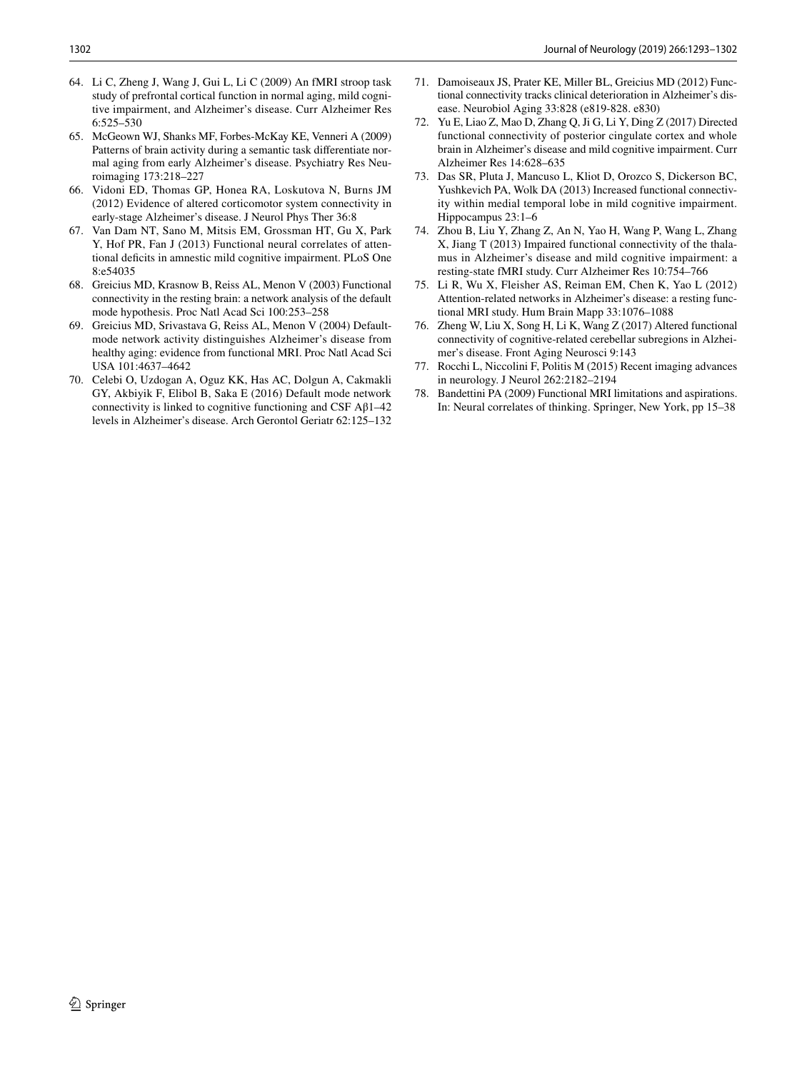64. Li C, Zheng J, Wang J, Gui L, Li C (2009) An fMRI stroop task study of prefrontal cortical function in normal aging, mild cognitive impairment, and Alzheimer's disease. Curr Alzheimer Res 6:525–530
65. McGeown WJ, Shanks MF, Forbes-McKay KE, Venneri A (2009) Patterns of brain activity during a semantic task differentiate normal aging from early Alzheimer's disease. Psychiatry Res Neuroimaging 173:218–227
66. Vidoni ED, Thomas GP, Honea RA, Loskutova N, Burns JM (2012) Evidence of altered corticomotor system connectivity in early-stage Alzheimer's disease. J Neurol Phys Ther 36:8
67. Van Dam NT, Sano M, Mitsis EM, Grossman HT, Gu X, Park Y, Hof PR, Fan J (2013) Functional neural correlates of attentional deficits in amnestic mild cognitive impairment. PLoS One 8:e54035
68. Greicius MD, Krasnow B, Reiss AL, Menon V (2003) Functional connectivity in the resting brain: a network analysis of the default mode hypothesis. Proc Natl Acad Sci 100:253–258
69. Greicius MD, Srivastava G, Reiss AL, Menon V (2004) Default-mode network activity distinguishes Alzheimer's disease from healthy aging: evidence from functional MRI. Proc Natl Acad Sci USA 101:4637–4642
70. Celebi O, Uzdogan A, Oguz KK, Has AC, Dolgun A, Cakmakli GY, Akbiyik F, Elibol B, Saka E (2016) Default mode network connectivity is linked to cognitive functioning and CSF Aβ1–42 levels in Alzheimer's disease. Arch Gerontol Geriatr 62:125–132
71. Damoiseaux JS, Prater KE, Miller BL, Greicius MD (2012) Functional connectivity tracks clinical deterioration in Alzheimer's disease. Neurobiol Aging 33:828 (e819-828. e830)
72. Yu E, Liao Z, Mao D, Zhang Q, Ji G, Li Y, Ding Z (2017) Directed functional connectivity of posterior cingulate cortex and whole brain in Alzheimer's disease and mild cognitive impairment. Curr Alzheimer Res 14:628–635
73. Das SR, Pluta J, Mancuso L, Kliot D, Orozco S, Dickerson BC, Yushkevich PA, Wolk DA (2013) Increased functional connectivity within medial temporal lobe in mild cognitive impairment. Hippocampus 23:1–6
74. Zhou B, Liu Y, Zhang Z, An N, Yao H, Wang P, Wang L, Zhang X, Jiang T (2013) Impaired functional connectivity of the thalamus in Alzheimer's disease and mild cognitive impairment: a resting-state fMRI study. Curr Alzheimer Res 10:754–766
75. Li R, Wu X, Fleisher AS, Reiman EM, Chen K, Yao L (2012) Attention-related networks in Alzheimer's disease: a resting functional MRI study. Hum Brain Mapp 33:1076–1088
76. Zheng W, Liu X, Song H, Li K, Wang Z (2017) Altered functional connectivity of cognitive-related cerebellar subregions in Alzheimer's disease. Front Aging Neurosci 9:143
77. Rocchi L, Niccolini F, Politis M (2015) Recent imaging advances in neurology. J Neurol 262:2182–2194
78. Bandettini PA (2009) Functional MRI limitations and aspirations. In: Neural correlates of thinking. Springer, New York, pp 15–38